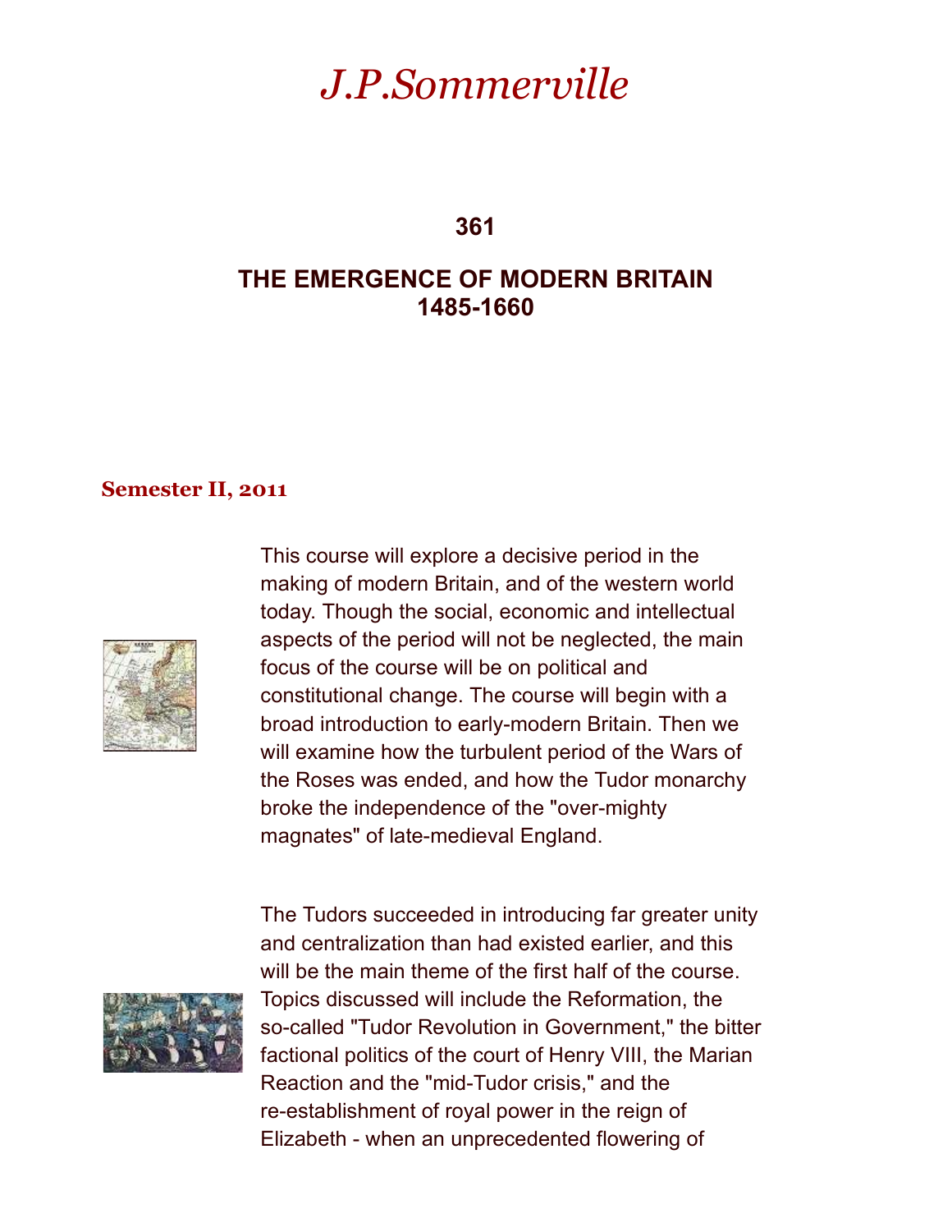# *J.P.Sommerville*

## 361

## THE EMERGENCE OF MODERN BRITAIN 1485-1660

### Semester II, 2011

This course will explore a decisive period in the making of modern Britain, and of the western world today. Though the social, economic and intellectual aspects of the period will not be neglected, the main focus of the course will be on political and constitutional change. The course will begin with a broad introduction to early-modern Britain. Then we will examine how the turbulent period of the Wars of the Roses was ended, and how the Tudor monarchy broke the independence of the "over-mighty magnates" of late-medieval England.

The Tudors succeeded in introducing far greater unity and centralization than had existed earlier, and this will be the main theme of the first half of the course. Topics discussed will include the Reformation, the so-called "Tudor Revolution in Government," the bitter factional politics of the court of Henry VIII, the Marian Reaction and the "mid-Tudor crisis," and the re-establishment of royal power in the reign of Elizabeth - when an unprecedented flowering of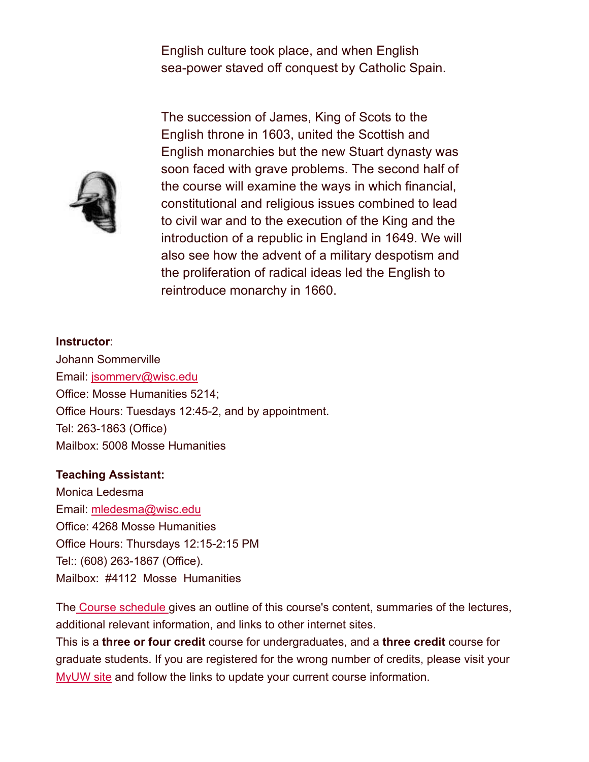English culture took place, and when English sea-power staved off conquest by Catholic Spain.

The succession of James, King of Scots to the English throne in 1603, united the Scottish and English monarchies but the new Stuart dynasty was soon faced with grave problems. The second half of the course will examine the ways in which financial, constitutional and religious issues combined to lead to civil war and to the execution of the King and the introduction of a republic in England in 1649. We will also see how the advent of a military despotism and the proliferation of radical ideas led the English to reintroduce monarchy in 1660.

**Instructor**:
Johann Sommerville
Email: jsommerv@wisc.edu
Office: Mosse Humanities 5214;
Office Hours: Tuesdays 12:45-2, and by appointment.
Tel: 263-1863 (Office)
Mailbox: 5008 Mosse Humanities

**Teaching Assistant:**
Monica Ledesma
Email: mledesma@wisc.edu
Office: 4268 Mosse Humanities
Office Hours: Thursdays 12:15-2:15 PM
Tel:: (608) 263-1867 (Office).
Mailbox: #4112 Mosse Humanities

The Course schedule gives an outline of this course's content, summaries of the lectures, additional relevant information, and links to other internet sites.
This is a **three or four credit** course for undergraduates, and a **three credit** course for graduate students. If you are registered for the wrong number of credits, please visit your MyUW site and follow the links to update your current course information.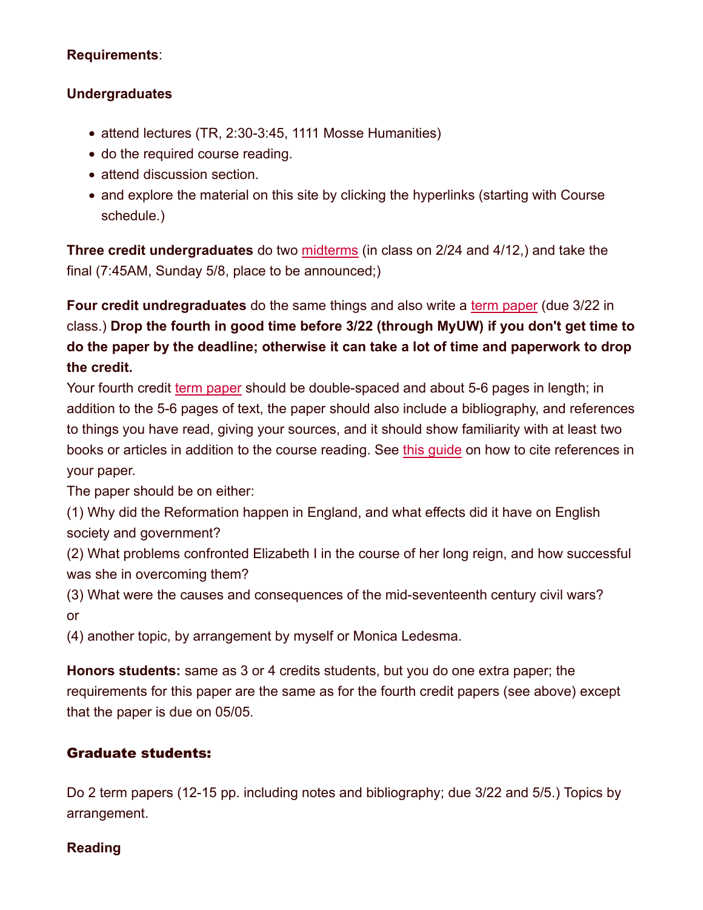**Requirements**:

**Undergraduates**

- attend lectures (TR, 2:30-3:45, 1111 Mosse Humanities)
- do the required course reading.
- attend discussion section.
- and explore the material on this site by clicking the hyperlinks (starting with Course schedule.)

**Three credit undergraduates** do two midterms (in class on 2/24 and 4/12,) and take the final (7:45AM, Sunday 5/8, place to be announced;)

**Four credit undregraduates** do the same things and also write a term paper (due 3/22 in class.) **Drop the fourth in good time before 3/22 (through MyUW) if you don't get time to do the paper by the deadline; otherwise it can take a lot of time and paperwork to drop the credit.**
Your fourth credit term paper should be double-spaced and about 5-6 pages in length; in addition to the 5-6 pages of text, the paper should also include a bibliography, and references to things you have read, giving your sources, and it should show familiarity with at least two books or articles in addition to the course reading. See this guide on how to cite references in your paper.
The paper should be on either:
(1) Why did the Reformation happen in England, and what effects did it have on English society and government?
(2) What problems confronted Elizabeth I in the course of her long reign, and how successful was she in overcoming them?
(3) What were the causes and consequences of the mid-seventeenth century civil wars?
or
(4) another topic, by arrangement by myself or Monica Ledesma.

**Honors students:** same as 3 or 4 credits students, but you do one extra paper; the requirements for this paper are the same as for the fourth credit papers (see above) except that the paper is due on 05/05.

### Graduate students:

Do 2 term papers (12-15 pp. including notes and bibliography; due 3/22 and 5/5.) Topics by arrangement.

**Reading**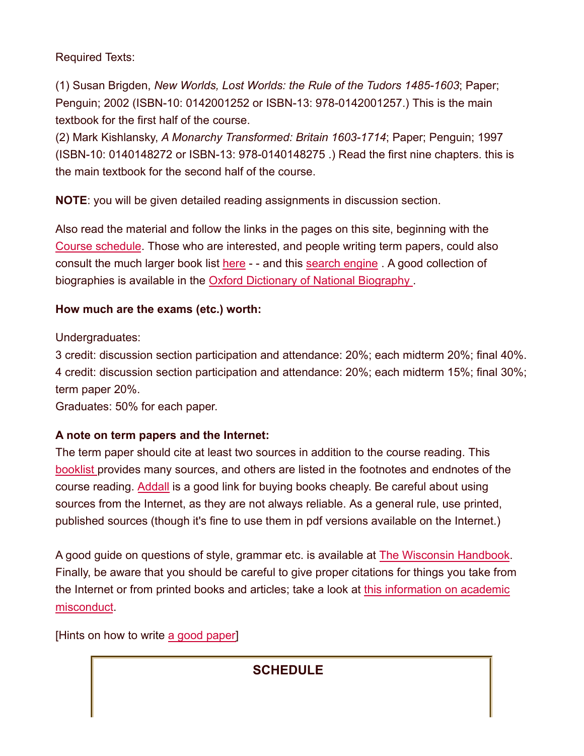Required Texts:

(1) Susan Brigden, *New Worlds, Lost Worlds: the Rule of the Tudors 1485-1603*; Paper; Penguin; 2002 (ISBN-10: 0142001252 or ISBN-13: 978-0142001257.) This is the main textbook for the first half of the course.
(2) Mark Kishlansky, *A Monarchy Transformed: Britain 1603-1714*; Paper; Penguin; 1997 (ISBN-10: 0140148272 or ISBN-13: 978-0140148275 .) Read the first nine chapters. this is the main textbook for the second half of the course.

**NOTE**: you will be given detailed reading assignments in discussion section.

Also read the material and follow the links in the pages on this site, beginning with the Course schedule. Those who are interested, and people writing term papers, could also consult the much larger book list here - - and this search engine . A good collection of biographies is available in the Oxford Dictionary of National Biography .

**How much are the exams (etc.) worth:**

Undergraduates:
3 credit: discussion section participation and attendance: 20%; each midterm 20%; final 40%.
4 credit: discussion section participation and attendance: 20%; each midterm 15%; final 30%; term paper 20%.
Graduates: 50% for each paper.

**A note on term papers and the Internet:**
The term paper should cite at least two sources in addition to the course reading. This booklist provides many sources, and others are listed in the footnotes and endnotes of the course reading. Addall is a good link for buying books cheaply. Be careful about using sources from the Internet, as they are not always reliable. As a general rule, use printed, published sources (though it's fine to use them in pdf versions available on the Internet.)

A good guide on questions of style, grammar etc. is available at The Wisconsin Handbook. Finally, be aware that you should be careful to give proper citations for things you take from the Internet or from printed books and articles; take a look at this information on academic misconduct.

[Hints on how to write a good paper]

**SCHEDULE**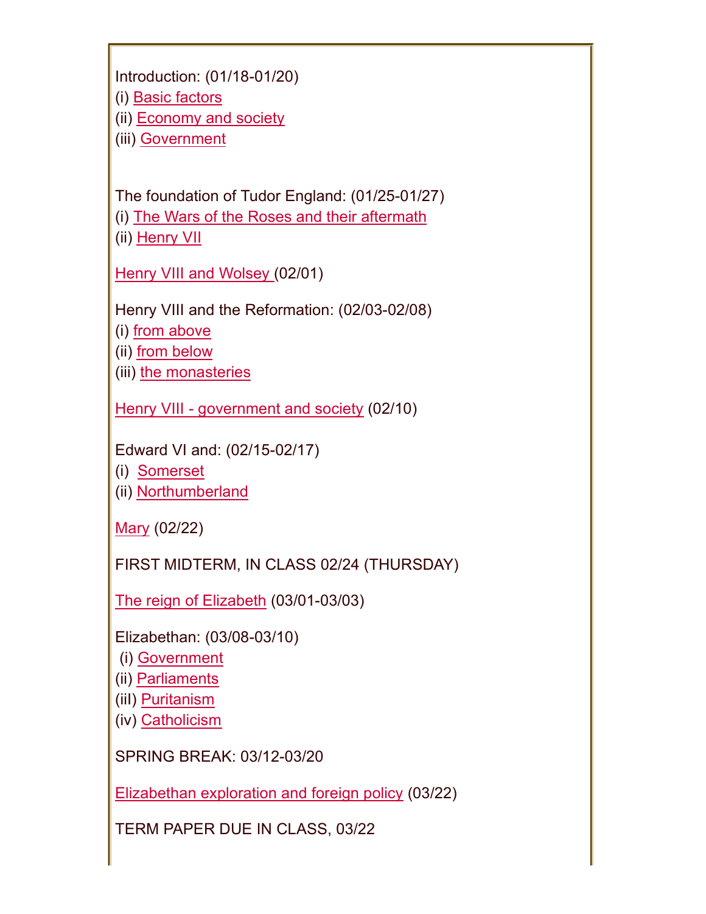Introduction: (01/18-01/20)
(i) Basic factors
(ii) Economy and society
(iii) Government

The foundation of Tudor England: (01/25-01/27)
(i) The Wars of the Roses and their aftermath
(ii) Henry VII

Henry VIII and Wolsey (02/01)

Henry VIII and the Reformation: (02/03-02/08)
(i) from above
(ii) from below
(iii) the monasteries

Henry VIII - government and society (02/10)

Edward VI and: (02/15-02/17)
(i) Somerset
(ii) Northumberland

Mary (02/22)

FIRST MIDTERM, IN CLASS 02/24 (THURSDAY)

The reign of Elizabeth (03/01-03/03)

Elizabethan: (03/08-03/10)
(i) Government
(ii) Parliaments
(iiI) Puritanism
(iv) Catholicism

SPRING BREAK: 03/12-03/20

Elizabethan exploration and foreign policy (03/22)

TERM PAPER DUE IN CLASS, 03/22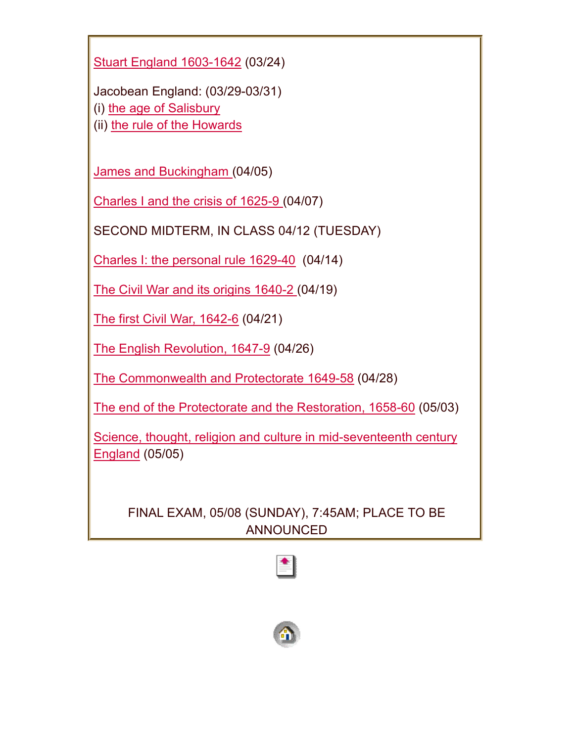Stuart England 1603-1642 (03/24)

Jacobean England: (03/29-03/31)
(i) the age of Salisbury
(ii) the rule of the Howards

James and Buckingham (04/05)

Charles I and the crisis of 1625-9 (04/07)

SECOND MIDTERM, IN CLASS 04/12 (TUESDAY)

Charles I: the personal rule 1629-40 (04/14)

The Civil War and its origins 1640-2 (04/19)

The first Civil War, 1642-6 (04/21)

The English Revolution, 1647-9 (04/26)

The Commonwealth and Protectorate 1649-58 (04/28)

The end of the Protectorate and the Restoration, 1658-60 (05/03)

Science, thought, religion and culture in mid-seventeenth century England (05/05)

FINAL EXAM, 05/08 (SUNDAY), 7:45AM; PLACE TO BE ANNOUNCED